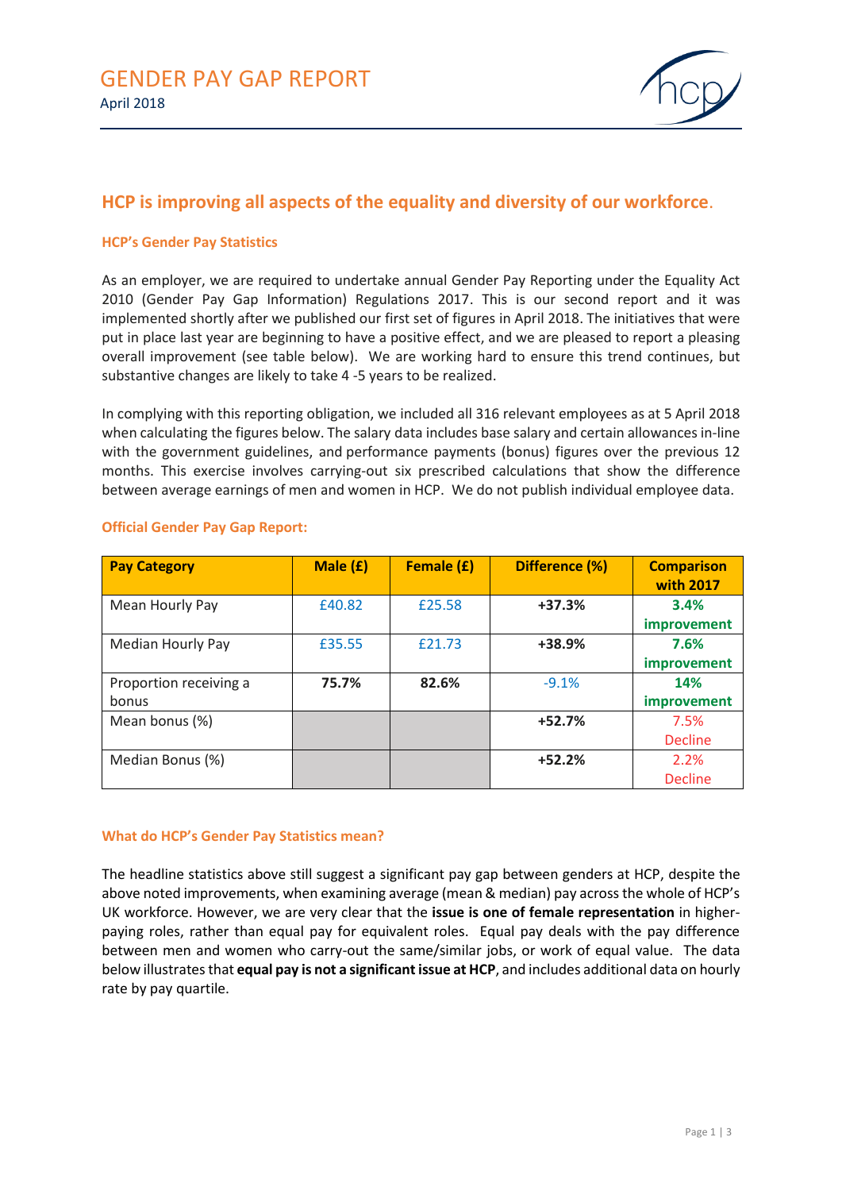# GENDER PAY GAP REPORT

April 2018

## HCP is improving all aspects of the equality and diversity of our workforce.

### HCP's Gender Pay Statistics

As an employer, we are required to undertake annual Gender Pay Reporting under the Equality Act 2010 (Gender Pay Gap Information) Regulations 2017. This is our second report and it was implemented shortly after we published our first set of figures in April 2018. The initiatives that were put in place last year are beginning to have a positive effect, and we are pleased to report a pleasing overall improvement (see table below). We are working hard to ensure this trend continues, but substantive changes are likely to take 4 -5 years to be realized.

In complying with this reporting obligation, we included all 316 relevant employees as at 5 April 2018 when calculating the figures below. The salary data includes base salary and certain allowances in-line with the government guidelines, and performance payments (bonus) figures over the previous 12 months. This exercise involves carrying-out six prescribed calculations that show the difference between average earnings of men and women in HCP. We do not publish individual employee data.

### Official Gender Pay Gap Report:

| Pay Category | Male (£) | Female (£) | Difference (%) | Comparison with 2017 |
|---|---|---|---|---|
| Mean Hourly Pay | £40.82 | £25.58 | **+37.3%** | **3.4% improvement** |
| Median Hourly Pay | £35.55 | £21.73 | **+38.9%** | **7.6% improvement** |
| Proportion receiving a bonus | **75.7%** | **82.6%** | -9.1% | **14% improvement** |
| Mean bonus (%) | | | **+52.7%** | 7.5% Decline |
| Median Bonus (%) | | | **+52.2%** | 2.2% Decline |

### What do HCP's Gender Pay Statistics mean?

The headline statistics above still suggest a significant pay gap between genders at HCP, despite the above noted improvements, when examining average (mean & median) pay across the whole of HCP's UK workforce. However, we are very clear that the **issue is one of female representation** in higher-paying roles, rather than equal pay for equivalent roles. Equal pay deals with the pay difference between men and women who carry-out the same/similar jobs, or work of equal value. The data below illustrates that **equal pay is not a significant issue at HCP**, and includes additional data on hourly rate by pay quartile.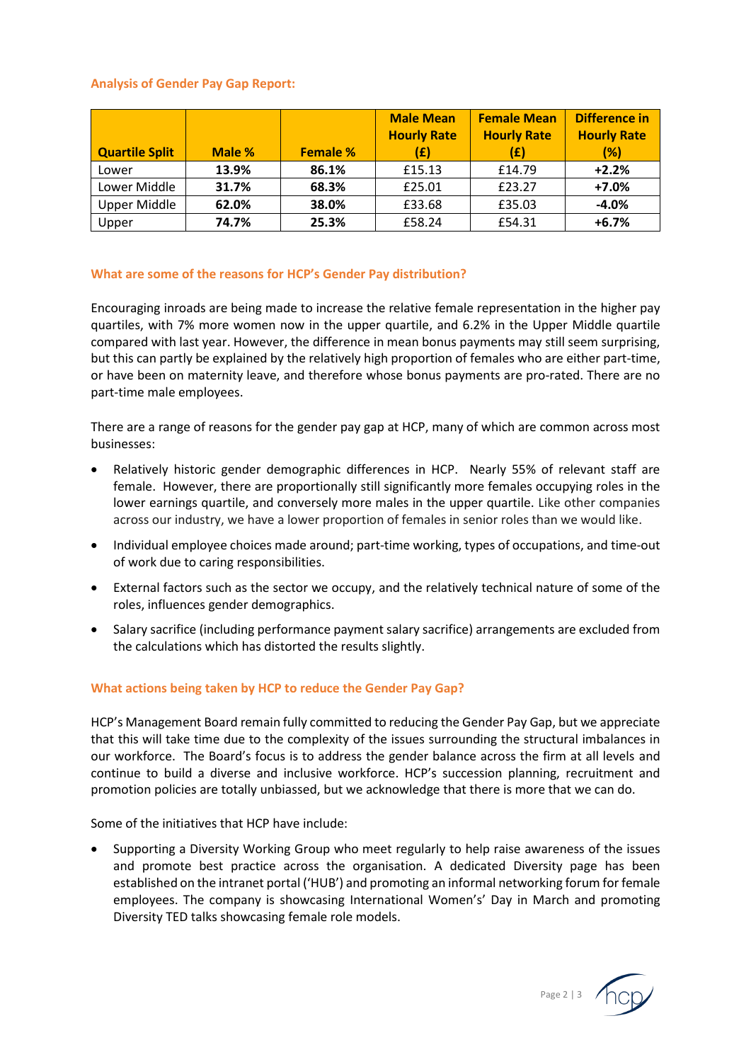### Analysis of Gender Pay Gap Report:

| Quartile Split | Male % | Female % | Male Mean Hourly Rate (£) | Female Mean Hourly Rate (£) | Difference in Hourly Rate (%) |
|---|---|---|---|---|---|
| Lower | **13.9%** | **86.1%** | £15.13 | £14.79 | **+2.2%** |
| Lower Middle | **31.7%** | **68.3%** | £25.01 | £23.27 | **+7.0%** |
| Upper Middle | **62.0%** | **38.0%** | £33.68 | £35.03 | **-4.0%** |
| Upper | **74.7%** | **25.3%** | £58.24 | £54.31 | **+6.7%** |

### What are some of the reasons for HCP's Gender Pay distribution?

Encouraging inroads are being made to increase the relative female representation in the higher pay quartiles, with 7% more women now in the upper quartile, and 6.2% in the Upper Middle quartile compared with last year. However, the difference in mean bonus payments may still seem surprising, but this can partly be explained by the relatively high proportion of females who are either part-time, or have been on maternity leave, and therefore whose bonus payments are pro-rated. There are no part-time male employees.

There are a range of reasons for the gender pay gap at HCP, many of which are common across most businesses:

- Relatively historic gender demographic differences in HCP. Nearly 55% of relevant staff are female. However, there are proportionally still significantly more females occupying roles in the lower earnings quartile, and conversely more males in the upper quartile. Like other companies across our industry, we have a lower proportion of females in senior roles than we would like.
- Individual employee choices made around; part-time working, types of occupations, and time-out of work due to caring responsibilities.
- External factors such as the sector we occupy, and the relatively technical nature of some of the roles, influences gender demographics.
- Salary sacrifice (including performance payment salary sacrifice) arrangements are excluded from the calculations which has distorted the results slightly.

### What actions being taken by HCP to reduce the Gender Pay Gap?

HCP's Management Board remain fully committed to reducing the Gender Pay Gap, but we appreciate that this will take time due to the complexity of the issues surrounding the structural imbalances in our workforce. The Board's focus is to address the gender balance across the firm at all levels and continue to build a diverse and inclusive workforce. HCP's succession planning, recruitment and promotion policies are totally unbiassed, but we acknowledge that there is more that we can do.

Some of the initiatives that HCP have include:

- Supporting a Diversity Working Group who meet regularly to help raise awareness of the issues and promote best practice across the organisation. A dedicated Diversity page has been established on the intranet portal ('HUB') and promoting an informal networking forum for female employees. The company is showcasing International Women's' Day in March and promoting Diversity TED talks showcasing female role models.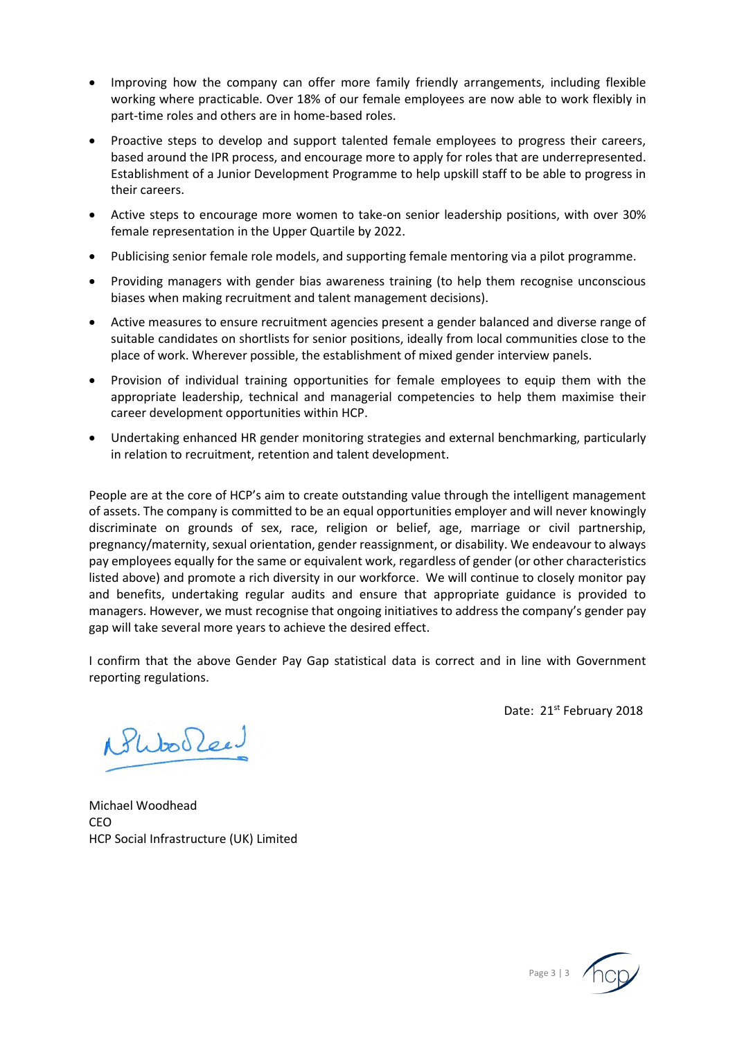- Improving how the company can offer more family friendly arrangements, including flexible working where practicable. Over 18% of our female employees are now able to work flexibly in part-time roles and others are in home-based roles.
- Proactive steps to develop and support talented female employees to progress their careers, based around the IPR process, and encourage more to apply for roles that are underrepresented. Establishment of a Junior Development Programme to help upskill staff to be able to progress in their careers.
- Active steps to encourage more women to take-on senior leadership positions, with over 30% female representation in the Upper Quartile by 2022.
- Publicising senior female role models, and supporting female mentoring via a pilot programme.
- Providing managers with gender bias awareness training (to help them recognise unconscious biases when making recruitment and talent management decisions).
- Active measures to ensure recruitment agencies present a gender balanced and diverse range of suitable candidates on shortlists for senior positions, ideally from local communities close to the place of work. Wherever possible, the establishment of mixed gender interview panels.
- Provision of individual training opportunities for female employees to equip them with the appropriate leadership, technical and managerial competencies to help them maximise their career development opportunities within HCP.
- Undertaking enhanced HR gender monitoring strategies and external benchmarking, particularly in relation to recruitment, retention and talent development.

People are at the core of HCP's aim to create outstanding value through the intelligent management of assets. The company is committed to be an equal opportunities employer and will never knowingly discriminate on grounds of sex, race, religion or belief, age, marriage or civil partnership, pregnancy/maternity, sexual orientation, gender reassignment, or disability. We endeavour to always pay employees equally for the same or equivalent work, regardless of gender (or other characteristics listed above) and promote a rich diversity in our workforce. We will continue to closely monitor pay and benefits, undertaking regular audits and ensure that appropriate guidance is provided to managers. However, we must recognise that ongoing initiatives to address the company's gender pay gap will take several more years to achieve the desired effect.

I confirm that the above Gender Pay Gap statistical data is correct and in line with Government reporting regulations.

Date: 21st February 2018

Michael Woodhead
CEO
HCP Social Infrastructure (UK) Limited